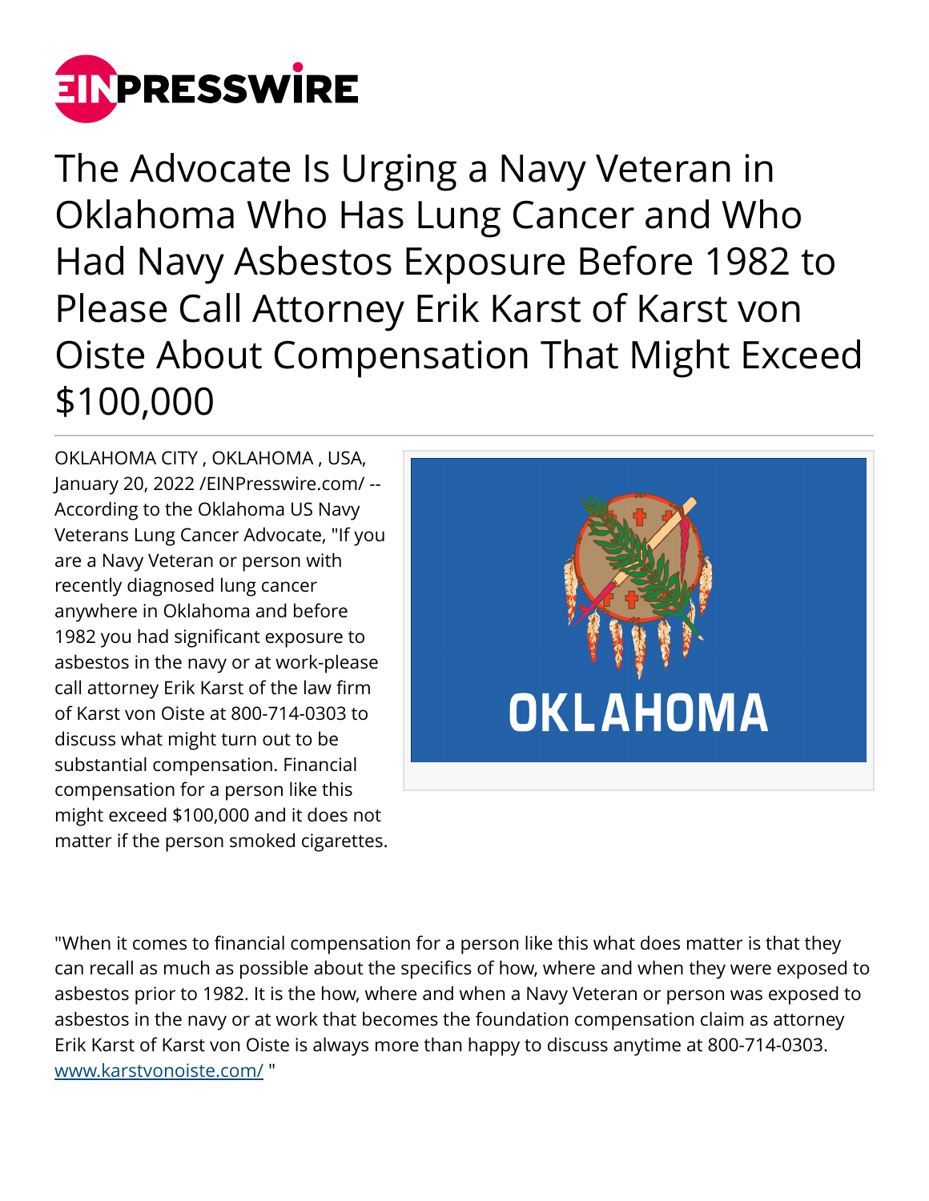# The Advocate Is Urging a Navy Veteran in Oklahoma Who Has Lung Cancer and Who Had Navy Asbestos Exposure Before 1982 to Please Call Attorney Erik Karst of Karst von Oiste About Compensation That Might Exceed $100,000

OKLAHOMA CITY , OKLAHOMA , USA, January 20, 2022 /EINPresswire.com/ -- According to the Oklahoma US Navy Veterans Lung Cancer Advocate, "If you are a Navy Veteran or person with recently diagnosed lung cancer anywhere in Oklahoma and before 1982 you had significant exposure to asbestos in the navy or at work-please call attorney Erik Karst of the law firm of Karst von Oiste at 800-714-0303 to discuss what might turn out to be substantial compensation. Financial compensation for a person like this might exceed $100,000 and it does not matter if the person smoked cigarettes.

"When it comes to financial compensation for a person like this what does matter is that they can recall as much as possible about the specifics of how, where and when they were exposed to asbestos prior to 1982. It is the how, where and when a Navy Veteran or person was exposed to asbestos in the navy or at work that becomes the foundation compensation claim as attorney Erik Karst of Karst von Oiste is always more than happy to discuss anytime at 800-714-0303. www.karstvonoiste.com/ "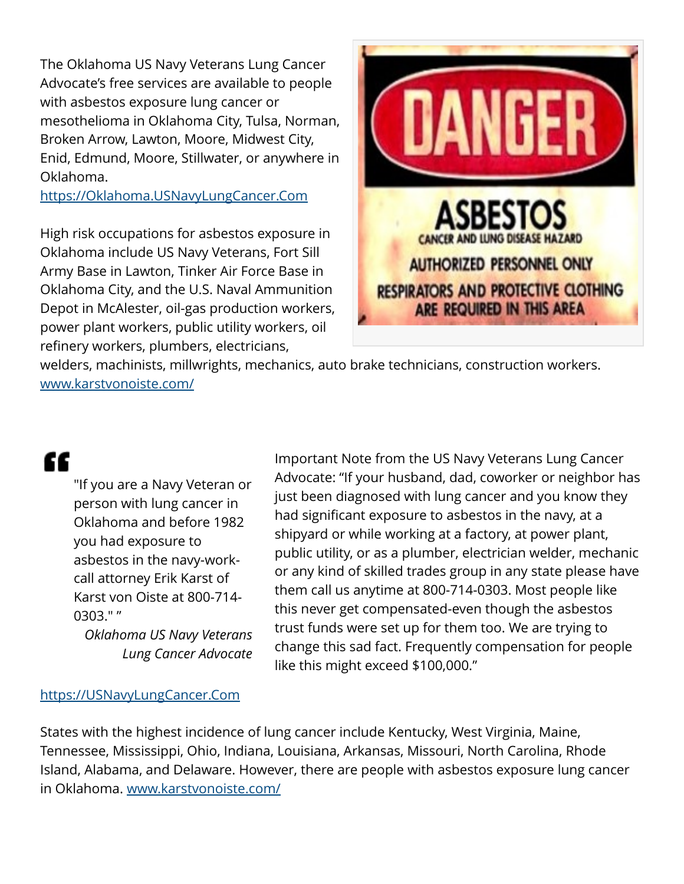The Oklahoma US Navy Veterans Lung Cancer Advocate's free services are available to people with asbestos exposure lung cancer or mesothelioma in Oklahoma City, Tulsa, Norman, Broken Arrow, Lawton, Moore, Midwest City, Enid, Edmund, Moore, Stillwater, or anywhere in Oklahoma. https://Oklahoma.USNavyLungCancer.Com

High risk occupations for asbestos exposure in Oklahoma include US Navy Veterans, Fort Sill Army Base in Lawton, Tinker Air Force Base in Oklahoma City, and the U.S. Naval Ammunition Depot in McAlester, oil-gas production workers, power plant workers, public utility workers, oil refinery workers, plumbers, electricians, welders, machinists, millwrights, mechanics, auto brake technicians, construction workers. www.karstvonoiste.com/

> "If you are a Navy Veteran or person with lung cancer in Oklahoma and before 1982 you had exposure to asbestos in the navy-work-call attorney Erik Karst of Karst von Oiste at 800-714-0303." "
>
> *Oklahoma US Navy Veterans Lung Cancer Advocate*

Important Note from the US Navy Veterans Lung Cancer Advocate: "If your husband, dad, coworker or neighbor has just been diagnosed with lung cancer and you know they had significant exposure to asbestos in the navy, at a shipyard or while working at a factory, at power plant, public utility, or as a plumber, electrician welder, mechanic or any kind of skilled trades group in any state please have them call us anytime at 800-714-0303. Most people like this never get compensated-even though the asbestos trust funds were set up for them too. We are trying to change this sad fact. Frequently compensation for people like this might exceed $100,000."

https://USNavyLungCancer.Com

States with the highest incidence of lung cancer include Kentucky, West Virginia, Maine, Tennessee, Mississippi, Ohio, Indiana, Louisiana, Arkansas, Missouri, North Carolina, Rhode Island, Alabama, and Delaware. However, there are people with asbestos exposure lung cancer in Oklahoma. www.karstvonoiste.com/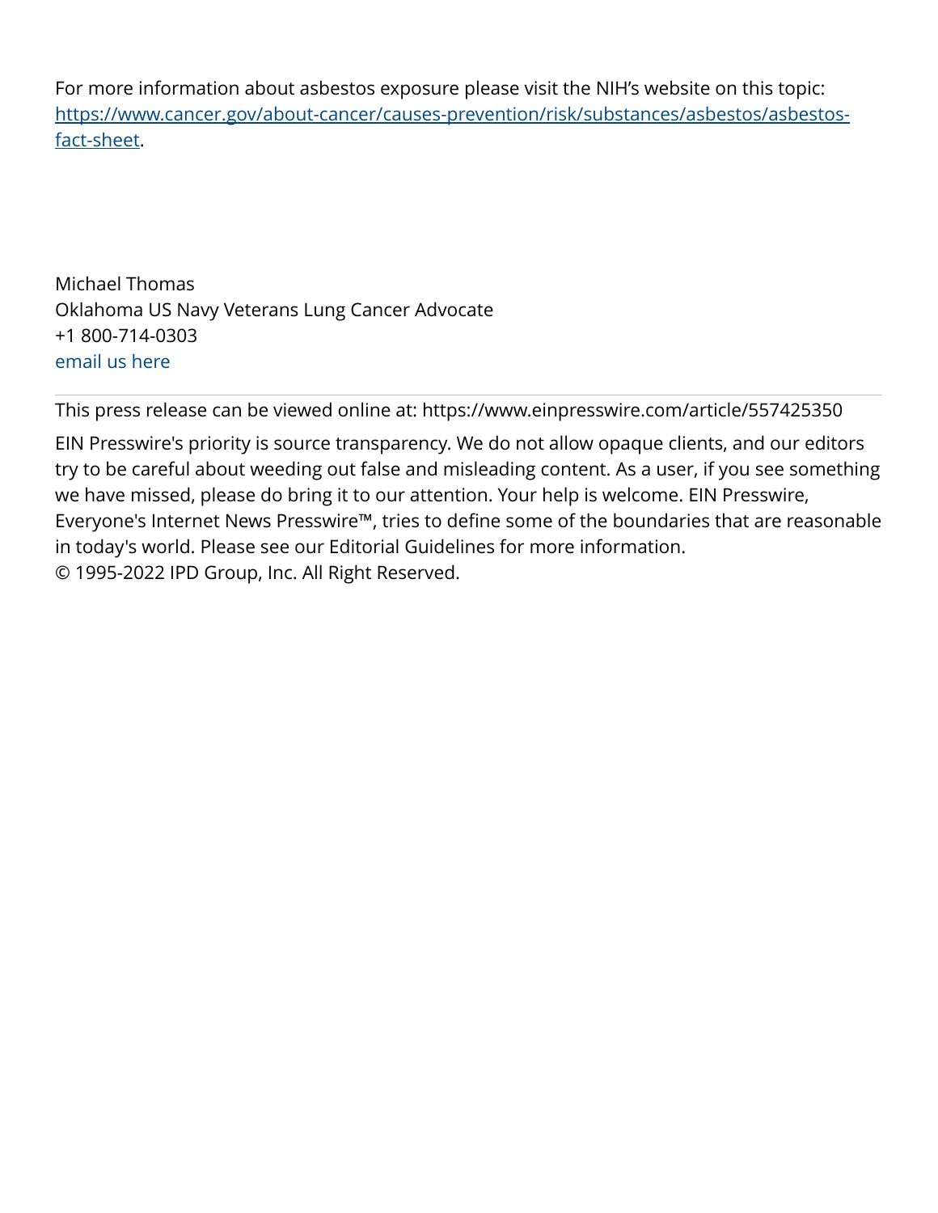For more information about asbestos exposure please visit the NIH's website on this topic: [https://www.cancer.gov/about-cancer/causes-prevention/risk/substances/asbestos/asbestos-fact-sheet](https://www.cancer.gov/about-cancer/causes-prevention/risk/substances/asbestos/asbestos-fact-sheet).

Michael Thomas
Oklahoma US Navy Veterans Lung Cancer Advocate
+1 800-714-0303
email us here

---

This press release can be viewed online at: https://www.einpresswire.com/article/557425350

EIN Presswire's priority is source transparency. We do not allow opaque clients, and our editors try to be careful about weeding out false and misleading content. As a user, if you see something we have missed, please do bring it to our attention. Your help is welcome. EIN Presswire, Everyone's Internet News Presswire™, tries to define some of the boundaries that are reasonable in today's world. Please see our Editorial Guidelines for more information.
© 1995-2022 IPD Group, Inc. All Right Reserved.